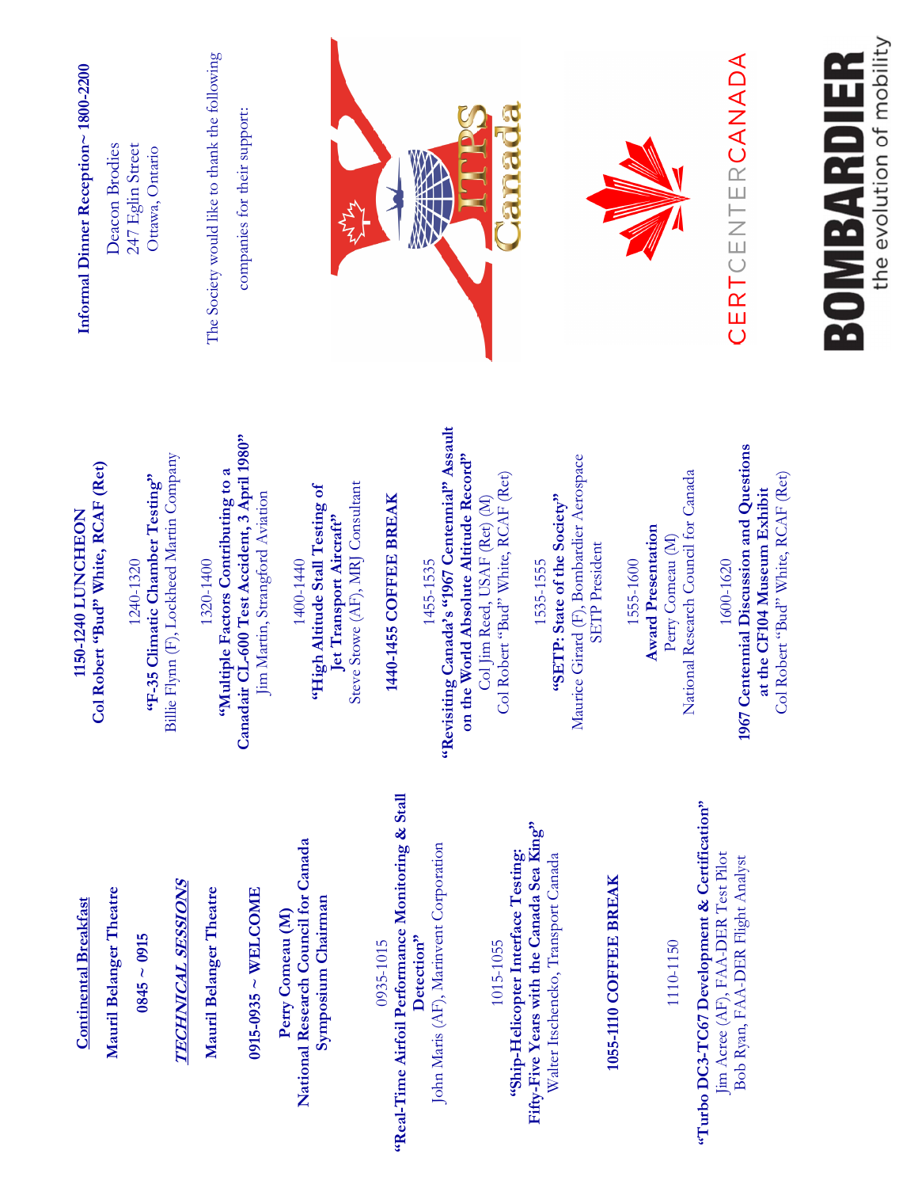**Continental Breakfast**

**Mauril Belanger Theatre**

**0845 ~ 0915**

***TECHNICAL SESSIONS***

**Mauril Belanger Theatre**

**0915-0935 ~ WELCOME**

**Perry Comeau (M)**
**National Research Council for Canada**
**Symposium Chairman**

0935-1015
**"Real-Time Airfoil Performance Monitoring & Stall Detection"**
John Maris (AF), Marinvent Corporation

1015-1055
**"Ship-Helicopter Interface Testing: Fifty-Five Years with the Canada Sea King"**
Walter Itschenko, Transport Canada

**1055-1110 COFFEE BREAK**

1110-1150
**"Turbo DC3-TC67 Development & Certification"**
Jim Acree (AF), FAA-DER Test Pilot
Bob Ryan, FAA-DER Flight Analyst

**1150-1240 LUNCHEON**
**Col Robert "Bud" White, RCAF (Ret)**

1240-1320
**"F-35 Climatic Chamber Testing"**
Billie Flynn (F), Lockheed Martin Company

1320-1400
**"Multiple Factors Contributing to a Canadair CL-600 Test Accident, 3 April 1980"**
Jim Martin, Strangford Aviation

1400-1440
**"High Altitude Stall Testing of Jet Transport Aircraft"**
Steve Stowe (AF), MRJ Consultant

**1440-1455 COFFEE BREAK**

1455-1535
**"Revisiting Canada's "1967 Centennial" Assault on the World Absolute Altitude Record"**
Col Jim Reed, USAF (Ret) (M)
Col Robert "Bud" White, RCAF (Ret)

1535-1555
**"SETP: State of the Society"**
Maurice Girard (F), Bombardier Aerospace
SETP President

1555-1600
**Award Presentation**
Perry Comeau (M)
National Research Council for Canada

1600-1620
**1967 Centennial Discussion and Questions at the CF104 Museum Exhibit**
Col Robert "Bud" White, RCAF (Ret)

**Informal Dinner Reception~ 1800-2200**

Deacon Brodies
247 Elgin Street
Ottawa, Ontario

The Society would like to thank the following companies for their support:

ITPS Canada

CERTCENTERCANADA

BOMBARDIER
the evolution of mobility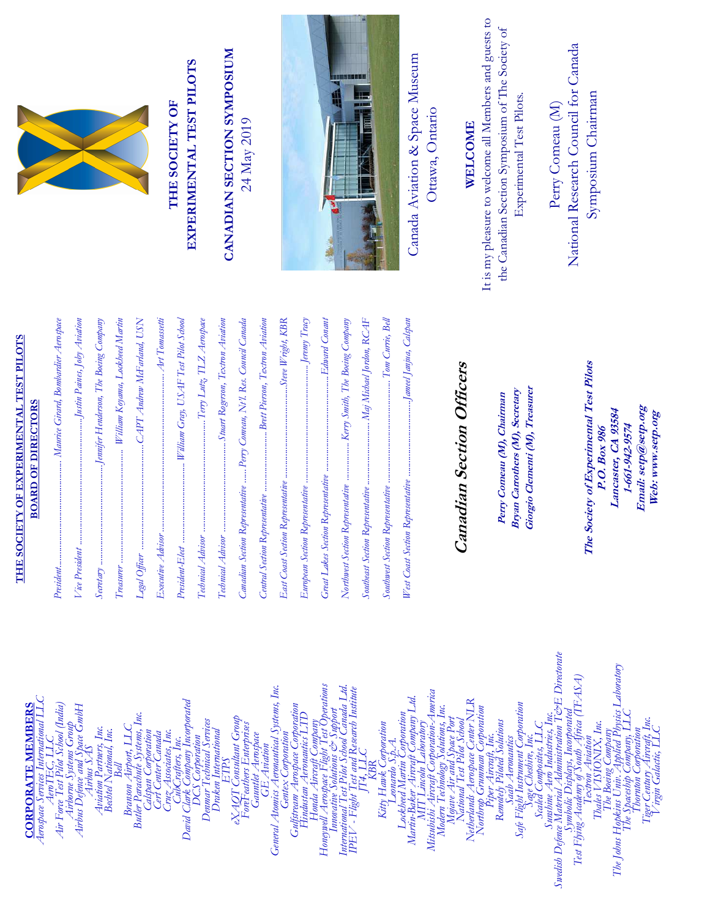## CORPORATE MEMBERS

*Aerospace Services International LLC*
*AeroTEC, LLC*
*Air Force Test Pilot School (India)*
*Airborne Systems Group*
*Airbus Defence and Space GmbH*
*Airbus SAS*
*Aviation Partners, Inc.*
*Bechtel National, Inc.*
*Bell*
*Branson Airport, LLC*
*Butler Parachute Systems, Inc.*
*Calspan Corporation*
*Cert Center Canada*
*Cruz Associates, Inc.*
*CubCrafters, Inc.*
*David Clark Company Incorporated*
*DCS Corporation*
*Denmar Technical Services*
*Draken International*
*ETPS*
*eXAQT Consultant Group*
*ForeFeathers Enterprises*
*Gauntlet Aerospace*
*GE Aviation*
*General Atomics Aeronautical Systems, Inc.*
*Gentex Corporation*
*Gulfstream Aerospace Corporation*
*Hindustan Aeronautics LTD*
*Honda Aircraft Company*
*Honeywell Aerospace Flight Test Operations*
*Innovative Solutions & Support*
*International Test Pilot School Canada Ltd.*
*IPEV - Flight Test and Research Institute*
*JT4, LLC*
*KBR*
*Kitty Hawk Corporation*
*Leonardo S.p.A.*
*Lockheed Martin Corporation*
*Martin-Baker Aircraft Company Ltd.*
*MIT Lincoln Laboratory*
*Mitsubishi Aircraft Corporation-America*
*Modern Technology Solutions, Inc.*
*Mojave Air and Space Port*
*National Test Pilot School*
*Netherlands Aerospace Center NLR*
*Northrop Grumman Corporation*
*Piper Aircraft, Inc.*
*Remotely Piloted Solutions*
*Saab Aeronautics*
*Safe Flight Instrument Corporation*
*Sage Cheshire, Inc.*
*Scaled Composites, LLC*
*Sunshine Aero Industries, Inc.*
*Swedish Defence Material Administration T&E Directorate*
*Symbolic Displays, Incorporated*
*Test Flying Academy of South Africa (TFASA)*
*Textron Aviation*
*Thales VISIONIX, Inc.*
*The Boeing Company*
*The Johns Hopkins Univ. Applied Physics Laboratory*
*The Spaceship Company, LLC*
*Thornton Corporation*
*Tiger Century Aircraft, Inc.*
*Virgin Galactic, LLC*

## THE SOCIETY OF EXPERIMENTAL TEST PILOTS

## BOARD OF DIRECTORS

*President*............................ *Maurice Girard, Bombardier Aerospace*
*Vice President* ............................ *Justin Paines, Joby Aviation*
*Secretary* ............................ *Jennifer Henderson, The Boeing Company*
*Treasurer* ............................ *William Koyama, Lockheed Martin*
*Legal Officer* ............................ *CAPT Andrew McFarland, USN*
*Executive Advisor* ............................ *Art Tomassetti*
*President-Elect* ............................ *William Gray, USAF Test Pilot School*
*Technical Advisor* ............................ *Terry Lutz, TLZ Aerospace*
*Technical Advisor* ............................ *Stuart Rogerson, Textron Aviation*
*Canadian Section Representative* ...... *Perry Comeau, Nt'l. Res. Council Canada*
*Central Section Representative* ............ *Brett Pierson, Textron Aviation*
*East Coast Section Representative* ............ *Steve Wright, KBR*
*European Section Representative* ............ *Jeremy Tracy*
*Great Lakes Section Representative* ............ *Edward Conant*
*Northwest Section Representative* ............ *Kerry Smith, The Boeing Company*
*Southeast Section Representative* ............ *Maj Michael Jordon, RCAF*
*Southwest Section Representative* ............ *Tom Currie, Bell*
*West Coast Section Representative* ............ *Jameel Janjua, Calspan*

## *Canadian Section Officers*

***Perry Comeau (M), Chairman***
***Bryan Carrothers (M), Secretary***
***Giorgio Clementi (M), Treasurer***

***The Society of Experimental Test Pilots***
***P.O. Box 986***
***Lancaster, CA 93584***
***1-661-942-9574***
***Email: setp@setp.org***
***Web: www.setp.org***

# THE SOCIETY OF EXPERIMENTAL TEST PILOTS

## CANADIAN SECTION SYMPOSIUM

24 May 2019

Canada Aviation & Space Museum
Ottawa, Ontario

## WELCOME

It is my pleasure to welcome all Members and guests to the Canadian Section Symposium of The Society of Experimental Test Pilots.

Perry Comeau (M)
National Research Council for Canada
Symposium Chairman